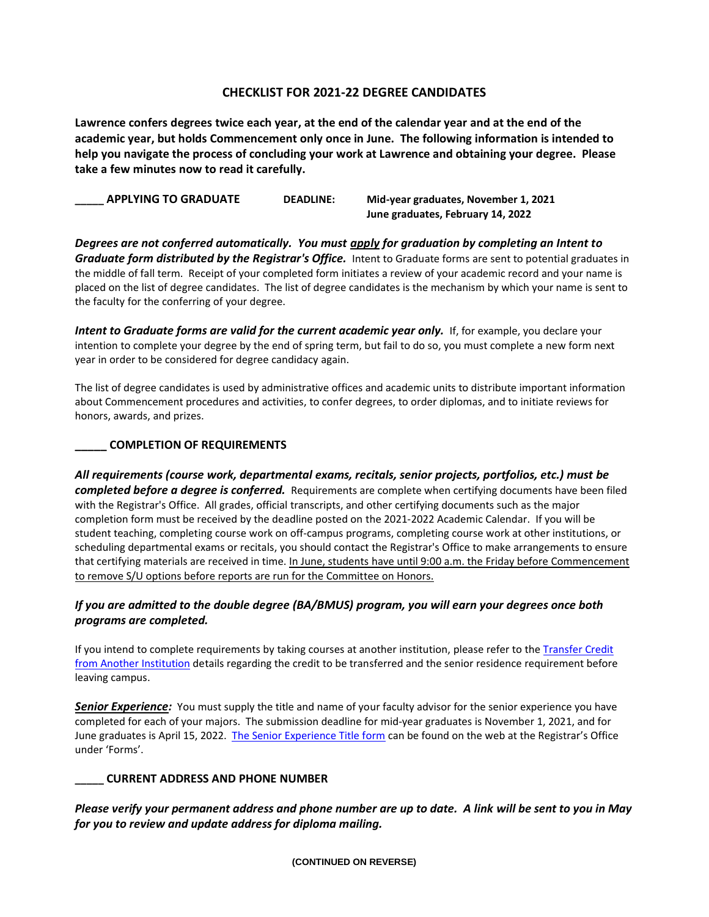# CHECKLIST FOR 2021-22 DEGREE CANDIDATES

**Lawrence confers degrees twice each year, at the end of the calendar year and at the end of the academic year, but holds Commencement only once in June. The following information is intended to help you navigate the process of concluding your work at Lawrence and obtaining your degree. Please take a few minutes now to read it carefully.**

**_____ APPLYING TO GRADUATE** **DEADLINE:** **Mid-year graduates, November 1, 2021**
**June graduates, February 14, 2022**

***Degrees are not conferred automatically. You must apply for graduation by completing an Intent to Graduate form distributed by the Registrar's Office.*** Intent to Graduate forms are sent to potential graduates in the middle of fall term. Receipt of your completed form initiates a review of your academic record and your name is placed on the list of degree candidates. The list of degree candidates is the mechanism by which your name is sent to the faculty for the conferring of your degree.

***Intent to Graduate forms are valid for the current academic year only.*** If, for example, you declare your intention to complete your degree by the end of spring term, but fail to do so, you must complete a new form next year in order to be considered for degree candidacy again.

The list of degree candidates is used by administrative offices and academic units to distribute important information about Commencement procedures and activities, to confer degrees, to order diplomas, and to initiate reviews for honors, awards, and prizes.

**_____ COMPLETION OF REQUIREMENTS**

***All requirements (course work, departmental exams, recitals, senior projects, portfolios, etc.) must be completed before a degree is conferred.*** Requirements are complete when certifying documents have been filed with the Registrar's Office. All grades, official transcripts, and other certifying documents such as the major completion form must be received by the deadline posted on the 2021-2022 Academic Calendar. If you will be student teaching, completing course work on off-campus programs, completing course work at other institutions, or scheduling departmental exams or recitals, you should contact the Registrar's Office to make arrangements to ensure that certifying materials are received in time. In June, students have until 9:00 a.m. the Friday before Commencement to remove S/U options before reports are run for the Committee on Honors.

***If you are admitted to the double degree (BA/BMUS) program, you will earn your degrees once both programs are completed.***

If you intend to complete requirements by taking courses at another institution, please refer to the Transfer Credit from Another Institution details regarding the credit to be transferred and the senior residence requirement before leaving campus.

***Senior Experience:*** You must supply the title and name of your faculty advisor for the senior experience you have completed for each of your majors. The submission deadline for mid-year graduates is November 1, 2021, and for June graduates is April 15, 2022. The Senior Experience Title form can be found on the web at the Registrar's Office under 'Forms'.

**_____ CURRENT ADDRESS AND PHONE NUMBER**

***Please verify your permanent address and phone number are up to date. A link will be sent to you in May for you to review and update address for diploma mailing.***

**(CONTINUED ON REVERSE)**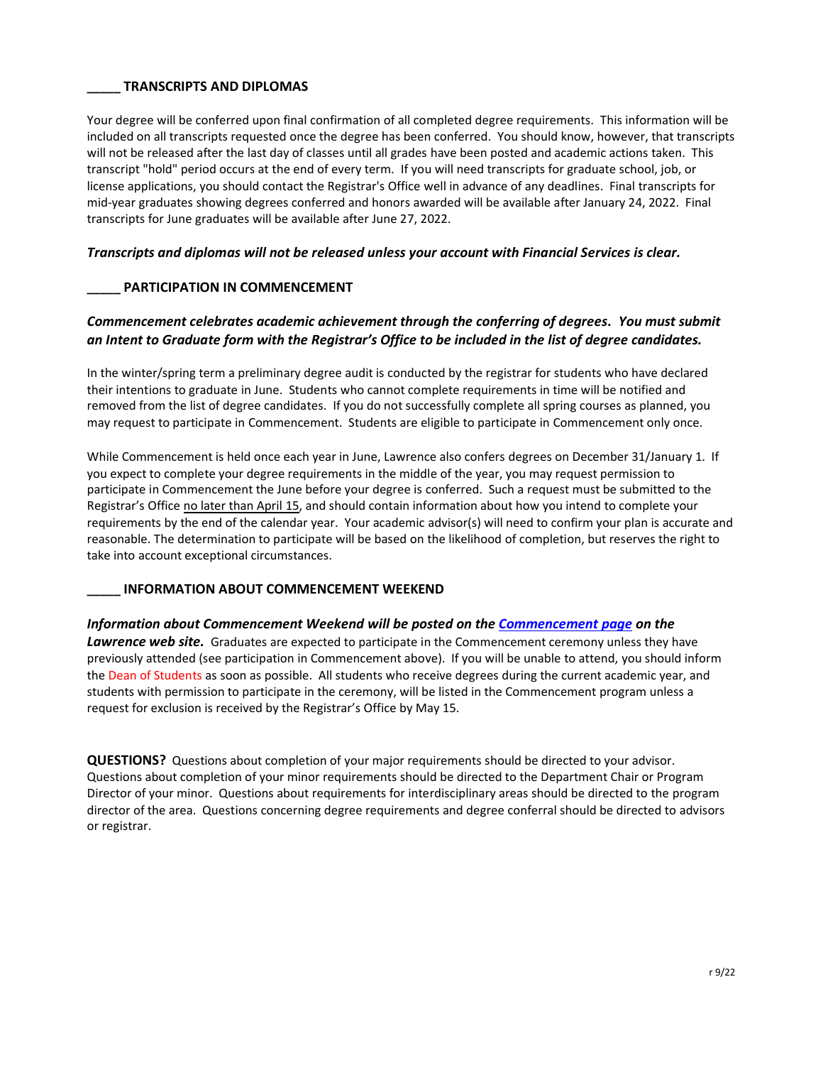## _____ TRANSCRIPTS AND DIPLOMAS

Your degree will be conferred upon final confirmation of all completed degree requirements. This information will be included on all transcripts requested once the degree has been conferred. You should know, however, that transcripts will not be released after the last day of classes until all grades have been posted and academic actions taken. This transcript "hold" period occurs at the end of every term. If you will need transcripts for graduate school, job, or license applications, you should contact the Registrar's Office well in advance of any deadlines. Final transcripts for mid-year graduates showing degrees conferred and honors awarded will be available after January 24, 2022. Final transcripts for June graduates will be available after June 27, 2022.

***Transcripts and diplomas will not be released unless your account with Financial Services is clear.***

## _____ PARTICIPATION IN COMMENCEMENT

***Commencement celebrates academic achievement through the conferring of degrees. You must submit an Intent to Graduate form with the Registrar's Office to be included in the list of degree candidates.***

In the winter/spring term a preliminary degree audit is conducted by the registrar for students who have declared their intentions to graduate in June. Students who cannot complete requirements in time will be notified and removed from the list of degree candidates. If you do not successfully complete all spring courses as planned, you may request to participate in Commencement. Students are eligible to participate in Commencement only once.

While Commencement is held once each year in June, Lawrence also confers degrees on December 31/January 1. If you expect to complete your degree requirements in the middle of the year, you may request permission to participate in Commencement the June before your degree is conferred. Such a request must be submitted to the Registrar's Office no later than April 15, and should contain information about how you intend to complete your requirements by the end of the calendar year. Your academic advisor(s) will need to confirm your plan is accurate and reasonable. The determination to participate will be based on the likelihood of completion, but reserves the right to take into account exceptional circumstances.

## _____ INFORMATION ABOUT COMMENCEMENT WEEKEND

***Information about Commencement Weekend will be posted on the Commencement page on the Lawrence web site.*** Graduates are expected to participate in the Commencement ceremony unless they have previously attended (see participation in Commencement above). If you will be unable to attend, you should inform the Dean of Students as soon as possible. All students who receive degrees during the current academic year, and students with permission to participate in the ceremony, will be listed in the Commencement program unless a request for exclusion is received by the Registrar's Office by May 15.

**QUESTIONS?** Questions about completion of your major requirements should be directed to your advisor. Questions about completion of your minor requirements should be directed to the Department Chair or Program Director of your minor. Questions about requirements for interdisciplinary areas should be directed to the program director of the area. Questions concerning degree requirements and degree conferral should be directed to advisors or registrar.

r 9/22